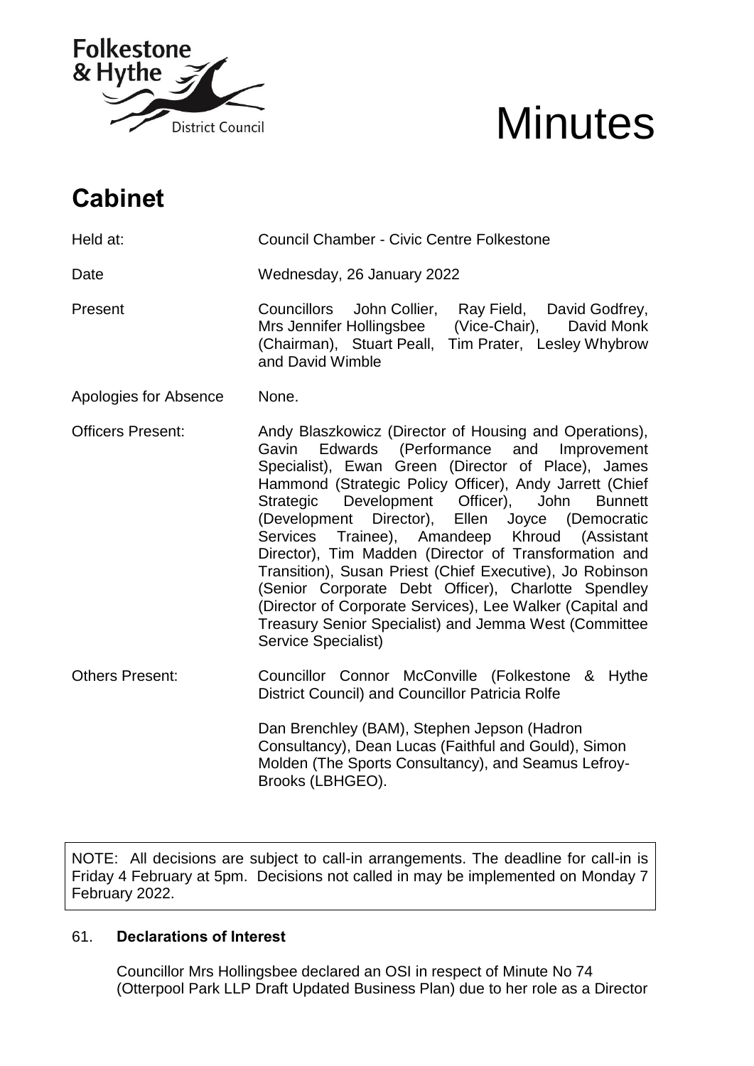Folkestone & Hythe District Council

# Minutes

## Cabinet

| | |
|---|---|
| Held at: | Council Chamber - Civic Centre Folkestone |
| Date | Wednesday, 26 January 2022 |
| Present | Councillors John Collier, Ray Field, David Godfrey, Mrs Jennifer Hollingsbee (Vice-Chair), David Monk (Chairman), Stuart Peall, Tim Prater, Lesley Whybrow and David Wimble |
| Apologies for Absence | None. |
| Officers Present: | Andy Blaszkowicz (Director of Housing and Operations), Gavin Edwards (Performance and Improvement Specialist), Ewan Green (Director of Place), James Hammond (Strategic Policy Officer), Andy Jarrett (Chief Strategic Development Officer), John Bunnett (Development Director), Ellen Joyce (Democratic Services Trainee), Amandeep Khroud (Assistant Director), Tim Madden (Director of Transformation and Transition), Susan Priest (Chief Executive), Jo Robinson (Senior Corporate Debt Officer), Charlotte Spendley (Director of Corporate Services), Lee Walker (Capital and Treasury Senior Specialist) and Jemma West (Committee Service Specialist) |
| Others Present: | Councillor Connor McConville (Folkestone & Hythe District Council) and Councillor Patricia Rolfe<br><br>Dan Brenchley (BAM), Stephen Jepson (Hadron Consultancy), Dean Lucas (Faithful and Gould), Simon Molden (The Sports Consultancy), and Seamus Lefroy-Brooks (LBHGEO). |

NOTE: All decisions are subject to call-in arrangements. The deadline for call-in is Friday 4 February at 5pm. Decisions not called in may be implemented on Monday 7 February 2022.

### 61. Declarations of Interest

Councillor Mrs Hollingsbee declared an OSI in respect of Minute No 74 (Otterpool Park LLP Draft Updated Business Plan) due to her role as a Director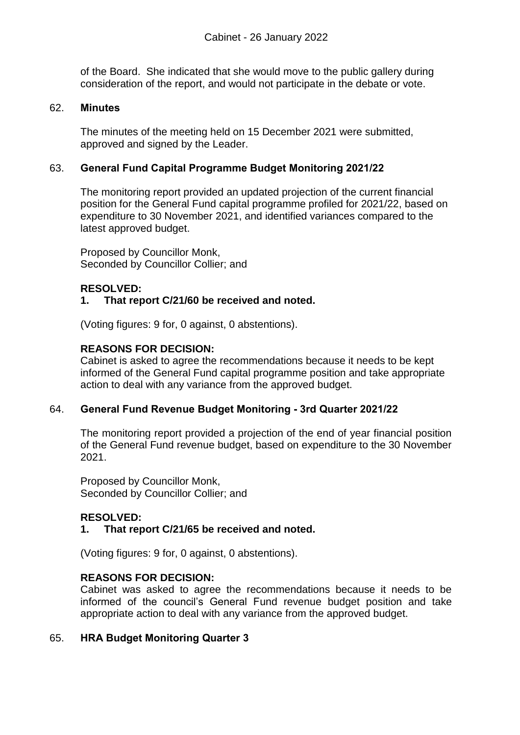of the Board. She indicated that she would move to the public gallery during consideration of the report, and would not participate in the debate or vote.

### 62. Minutes

The minutes of the meeting held on 15 December 2021 were submitted, approved and signed by the Leader.

### 63. General Fund Capital Programme Budget Monitoring 2021/22

The monitoring report provided an updated projection of the current financial position for the General Fund capital programme profiled for 2021/22, based on expenditure to 30 November 2021, and identified variances compared to the latest approved budget.

Proposed by Councillor Monk,
Seconded by Councillor Collier; and

**RESOLVED:**
**1. That report C/21/60 be received and noted.**

(Voting figures: 9 for, 0 against, 0 abstentions).

**REASONS FOR DECISION:**
Cabinet is asked to agree the recommendations because it needs to be kept informed of the General Fund capital programme position and take appropriate action to deal with any variance from the approved budget.

### 64. General Fund Revenue Budget Monitoring - 3rd Quarter 2021/22

The monitoring report provided a projection of the end of year financial position of the General Fund revenue budget, based on expenditure to the 30 November 2021.

Proposed by Councillor Monk,
Seconded by Councillor Collier; and

**RESOLVED:**
**1. That report C/21/65 be received and noted.**

(Voting figures: 9 for, 0 against, 0 abstentions).

**REASONS FOR DECISION:**
Cabinet was asked to agree the recommendations because it needs to be informed of the council's General Fund revenue budget position and take appropriate action to deal with any variance from the approved budget.

### 65. HRA Budget Monitoring Quarter 3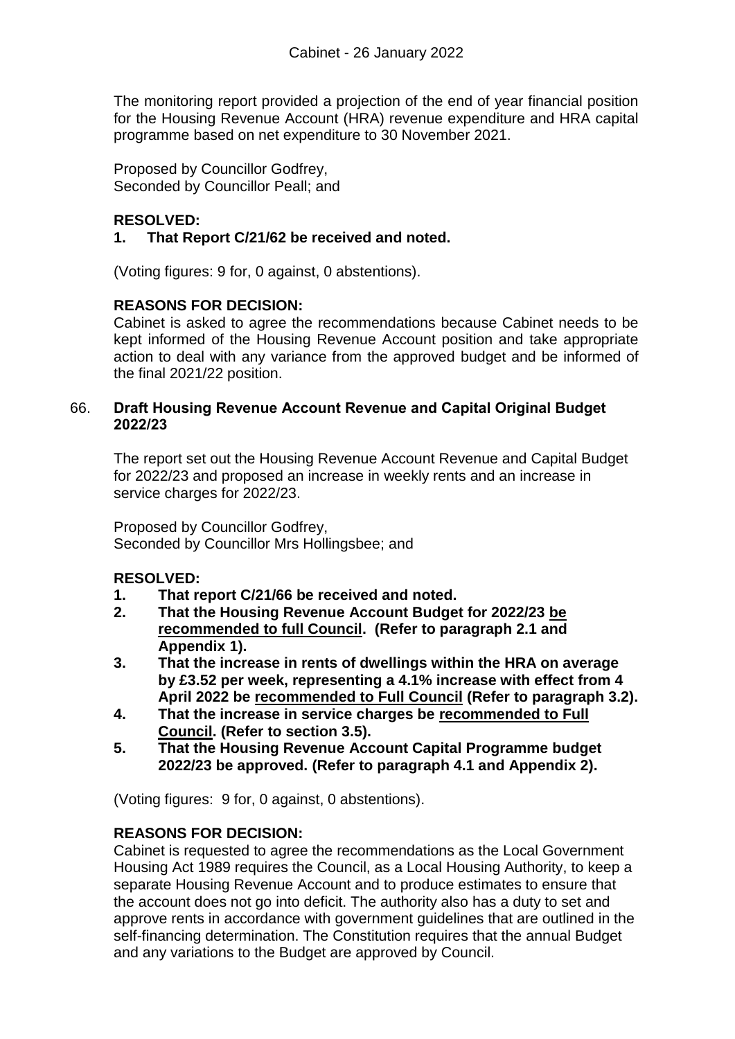The monitoring report provided a projection of the end of year financial position for the Housing Revenue Account (HRA) revenue expenditure and HRA capital programme based on net expenditure to 30 November 2021.

Proposed by Councillor Godfrey,
Seconded by Councillor Peall; and

**RESOLVED:**

**1. That Report C/21/62 be received and noted.**

(Voting figures: 9 for, 0 against, 0 abstentions).

**REASONS FOR DECISION:**

Cabinet is asked to agree the recommendations because Cabinet needs to be kept informed of the Housing Revenue Account position and take appropriate action to deal with any variance from the approved budget and be informed of the final 2021/22 position.

66. **Draft Housing Revenue Account Revenue and Capital Original Budget 2022/23**

The report set out the Housing Revenue Account Revenue and Capital Budget for 2022/23 and proposed an increase in weekly rents and an increase in service charges for 2022/23.

Proposed by Councillor Godfrey,
Seconded by Councillor Mrs Hollingsbee; and

**RESOLVED:**

1. **That report C/21/66 be received and noted.**
2. **That the Housing Revenue Account Budget for 2022/23 be recommended to full Council. (Refer to paragraph 2.1 and Appendix 1).**
3. **That the increase in rents of dwellings within the HRA on average by £3.52 per week, representing a 4.1% increase with effect from 4 April 2022 be recommended to Full Council (Refer to paragraph 3.2).**
4. **That the increase in service charges be recommended to Full Council. (Refer to section 3.5).**
5. **That the Housing Revenue Account Capital Programme budget 2022/23 be approved. (Refer to paragraph 4.1 and Appendix 2).**

(Voting figures: 9 for, 0 against, 0 abstentions).

**REASONS FOR DECISION:**

Cabinet is requested to agree the recommendations as the Local Government Housing Act 1989 requires the Council, as a Local Housing Authority, to keep a separate Housing Revenue Account and to produce estimates to ensure that the account does not go into deficit. The authority also has a duty to set and approve rents in accordance with government guidelines that are outlined in the self-financing determination. The Constitution requires that the annual Budget and any variations to the Budget are approved by Council.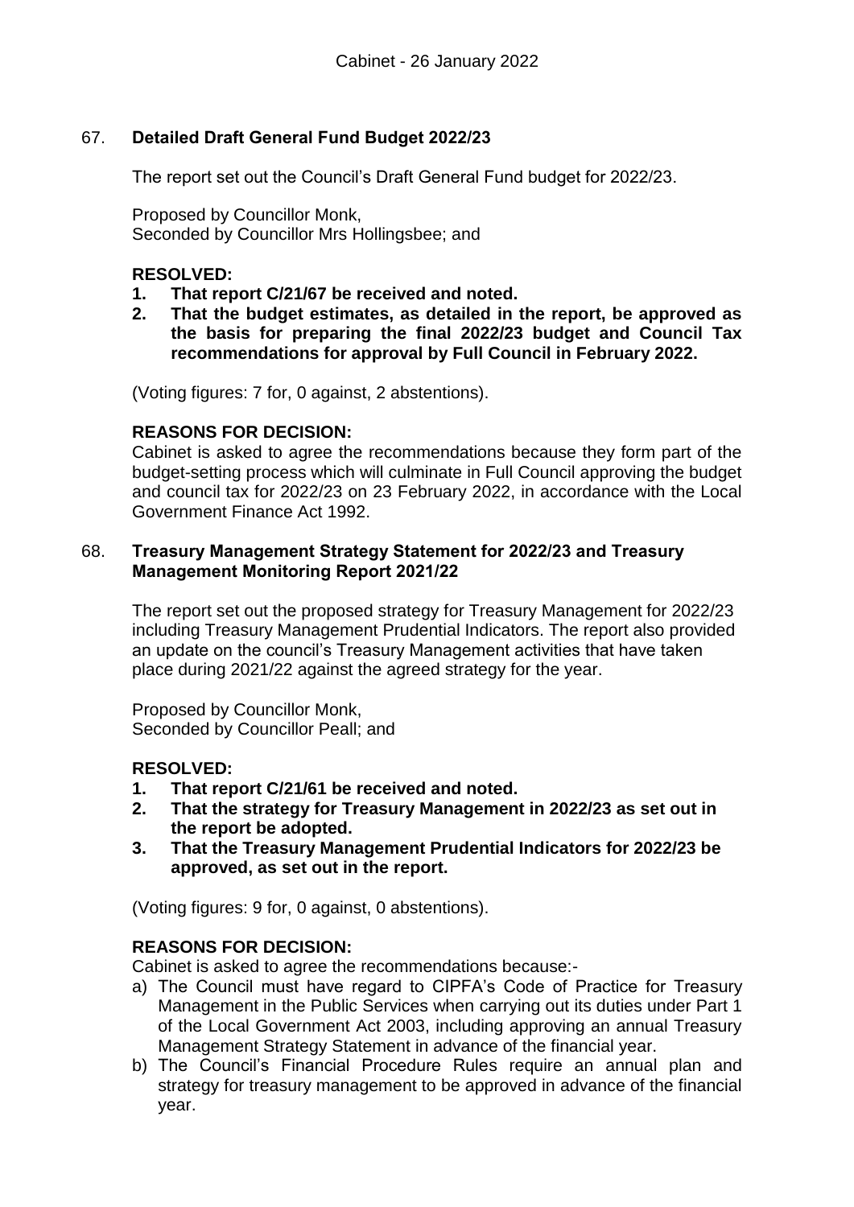## 67. Detailed Draft General Fund Budget 2022/23

The report set out the Council's Draft General Fund budget for 2022/23.

Proposed by Councillor Monk,
Seconded by Councillor Mrs Hollingsbee; and

**RESOLVED:**

1. **That report C/21/67 be received and noted.**
2. **That the budget estimates, as detailed in the report, be approved as the basis for preparing the final 2022/23 budget and Council Tax recommendations for approval by Full Council in February 2022.**

(Voting figures: 7 for, 0 against, 2 abstentions).

**REASONS FOR DECISION:**

Cabinet is asked to agree the recommendations because they form part of the budget-setting process which will culminate in Full Council approving the budget and council tax for 2022/23 on 23 February 2022, in accordance with the Local Government Finance Act 1992.

## 68. Treasury Management Strategy Statement for 2022/23 and Treasury Management Monitoring Report 2021/22

The report set out the proposed strategy for Treasury Management for 2022/23 including Treasury Management Prudential Indicators. The report also provided an update on the council's Treasury Management activities that have taken place during 2021/22 against the agreed strategy for the year.

Proposed by Councillor Monk,
Seconded by Councillor Peall; and

**RESOLVED:**

1. **That report C/21/61 be received and noted.**
2. **That the strategy for Treasury Management in 2022/23 as set out in the report be adopted.**
3. **That the Treasury Management Prudential Indicators for 2022/23 be approved, as set out in the report.**

(Voting figures: 9 for, 0 against, 0 abstentions).

**REASONS FOR DECISION:**

Cabinet is asked to agree the recommendations because:-

a) The Council must have regard to CIPFA's Code of Practice for Treasury Management in the Public Services when carrying out its duties under Part 1 of the Local Government Act 2003, including approving an annual Treasury Management Strategy Statement in advance of the financial year.
b) The Council's Financial Procedure Rules require an annual plan and strategy for treasury management to be approved in advance of the financial year.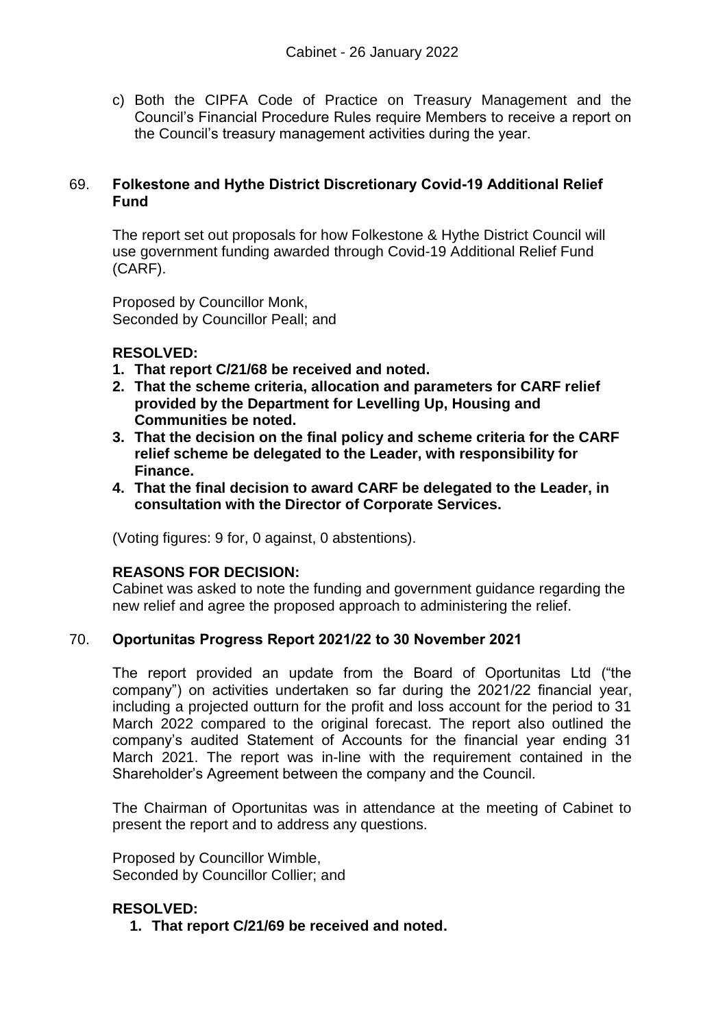c) Both the CIPFA Code of Practice on Treasury Management and the Council's Financial Procedure Rules require Members to receive a report on the Council's treasury management activities during the year.

## 69. Folkestone and Hythe District Discretionary Covid-19 Additional Relief Fund

The report set out proposals for how Folkestone & Hythe District Council will use government funding awarded through Covid-19 Additional Relief Fund (CARF).

Proposed by Councillor Monk,
Seconded by Councillor Peall; and

**RESOLVED:**

1. **That report C/21/68 be received and noted.**
2. **That the scheme criteria, allocation and parameters for CARF relief provided by the Department for Levelling Up, Housing and Communities be noted.**
3. **That the decision on the final policy and scheme criteria for the CARF relief scheme be delegated to the Leader, with responsibility for Finance.**
4. **That the final decision to award CARF be delegated to the Leader, in consultation with the Director of Corporate Services.**

(Voting figures: 9 for, 0 against, 0 abstentions).

**REASONS FOR DECISION:**
Cabinet was asked to note the funding and government guidance regarding the new relief and agree the proposed approach to administering the relief.

## 70. Oportunitas Progress Report 2021/22 to 30 November 2021

The report provided an update from the Board of Oportunitas Ltd ("the company") on activities undertaken so far during the 2021/22 financial year, including a projected outturn for the profit and loss account for the period to 31 March 2022 compared to the original forecast. The report also outlined the company's audited Statement of Accounts for the financial year ending 31 March 2021. The report was in-line with the requirement contained in the Shareholder's Agreement between the company and the Council.

The Chairman of Oportunitas was in attendance at the meeting of Cabinet to present the report and to address any questions.

Proposed by Councillor Wimble,
Seconded by Councillor Collier; and

**RESOLVED:**

1. **That report C/21/69 be received and noted.**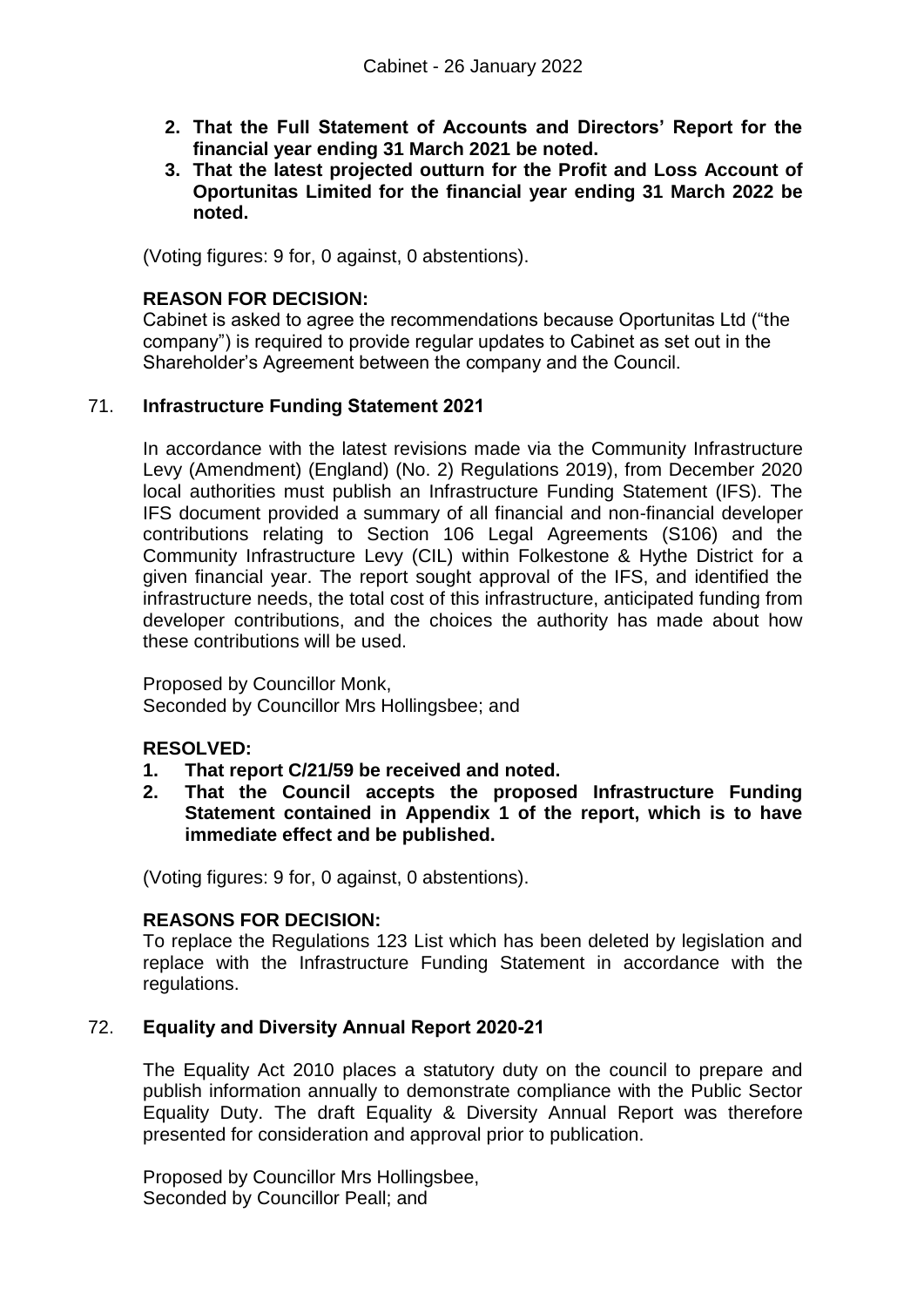2. **That the Full Statement of Accounts and Directors' Report for the financial year ending 31 March 2021 be noted.**
3. **That the latest projected outturn for the Profit and Loss Account of Oportunitas Limited for the financial year ending 31 March 2022 be noted.**

(Voting figures: 9 for, 0 against, 0 abstentions).

**REASON FOR DECISION:**
Cabinet is asked to agree the recommendations because Oportunitas Ltd ("the company") is required to provide regular updates to Cabinet as set out in the Shareholder's Agreement between the company and the Council.

71. **Infrastructure Funding Statement 2021**

In accordance with the latest revisions made via the Community Infrastructure Levy (Amendment) (England) (No. 2) Regulations 2019), from December 2020 local authorities must publish an Infrastructure Funding Statement (IFS). The IFS document provided a summary of all financial and non-financial developer contributions relating to Section 106 Legal Agreements (S106) and the Community Infrastructure Levy (CIL) within Folkestone & Hythe District for a given financial year. The report sought approval of the IFS, and identified the infrastructure needs, the total cost of this infrastructure, anticipated funding from developer contributions, and the choices the authority has made about how these contributions will be used.

Proposed by Councillor Monk,
Seconded by Councillor Mrs Hollingsbee; and

**RESOLVED:**
1. **That report C/21/59 be received and noted.**
2. **That the Council accepts the proposed Infrastructure Funding Statement contained in Appendix 1 of the report, which is to have immediate effect and be published.**

(Voting figures: 9 for, 0 against, 0 abstentions).

**REASONS FOR DECISION:**
To replace the Regulations 123 List which has been deleted by legislation and replace with the Infrastructure Funding Statement in accordance with the regulations.

72. **Equality and Diversity Annual Report 2020-21**

The Equality Act 2010 places a statutory duty on the council to prepare and publish information annually to demonstrate compliance with the Public Sector Equality Duty. The draft Equality & Diversity Annual Report was therefore presented for consideration and approval prior to publication.

Proposed by Councillor Mrs Hollingsbee,
Seconded by Councillor Peall; and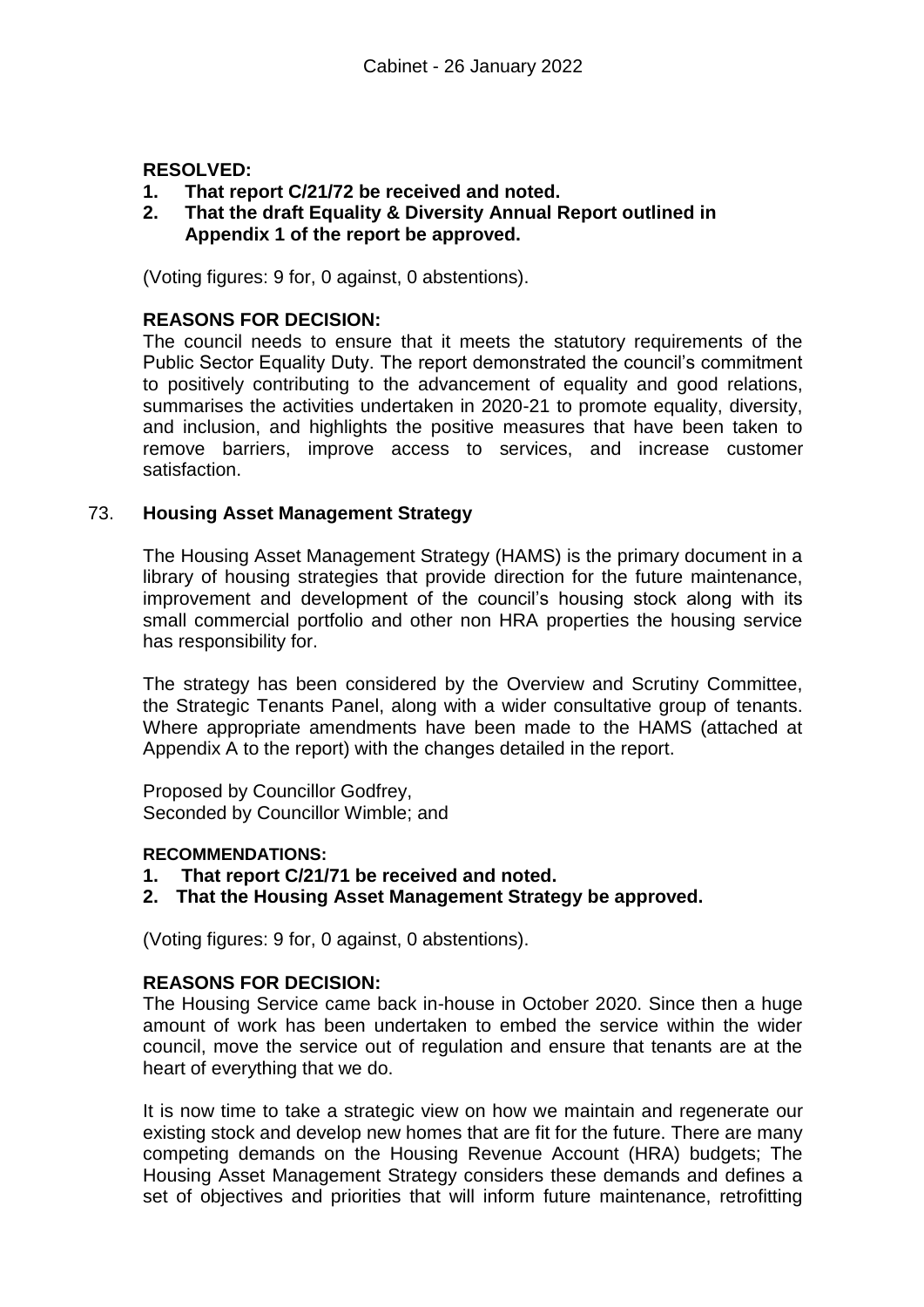**RESOLVED:**

1. **That report C/21/72 be received and noted.**
2. **That the draft Equality & Diversity Annual Report outlined in Appendix 1 of the report be approved.**

(Voting figures: 9 for, 0 against, 0 abstentions).

**REASONS FOR DECISION:**

The council needs to ensure that it meets the statutory requirements of the Public Sector Equality Duty. The report demonstrated the council's commitment to positively contributing to the advancement of equality and good relations, summarises the activities undertaken in 2020-21 to promote equality, diversity, and inclusion, and highlights the positive measures that have been taken to remove barriers, improve access to services, and increase customer satisfaction.

## 73. Housing Asset Management Strategy

The Housing Asset Management Strategy (HAMS) is the primary document in a library of housing strategies that provide direction for the future maintenance, improvement and development of the council's housing stock along with its small commercial portfolio and other non HRA properties the housing service has responsibility for.

The strategy has been considered by the Overview and Scrutiny Committee, the Strategic Tenants Panel, along with a wider consultative group of tenants. Where appropriate amendments have been made to the HAMS (attached at Appendix A to the report) with the changes detailed in the report.

Proposed by Councillor Godfrey,
Seconded by Councillor Wimble; and

**RECOMMENDATIONS:**

1. **That report C/21/71 be received and noted.**
2. **That the Housing Asset Management Strategy be approved.**

(Voting figures: 9 for, 0 against, 0 abstentions).

**REASONS FOR DECISION:**

The Housing Service came back in-house in October 2020. Since then a huge amount of work has been undertaken to embed the service within the wider council, move the service out of regulation and ensure that tenants are at the heart of everything that we do.

It is now time to take a strategic view on how we maintain and regenerate our existing stock and develop new homes that are fit for the future. There are many competing demands on the Housing Revenue Account (HRA) budgets; The Housing Asset Management Strategy considers these demands and defines a set of objectives and priorities that will inform future maintenance, retrofitting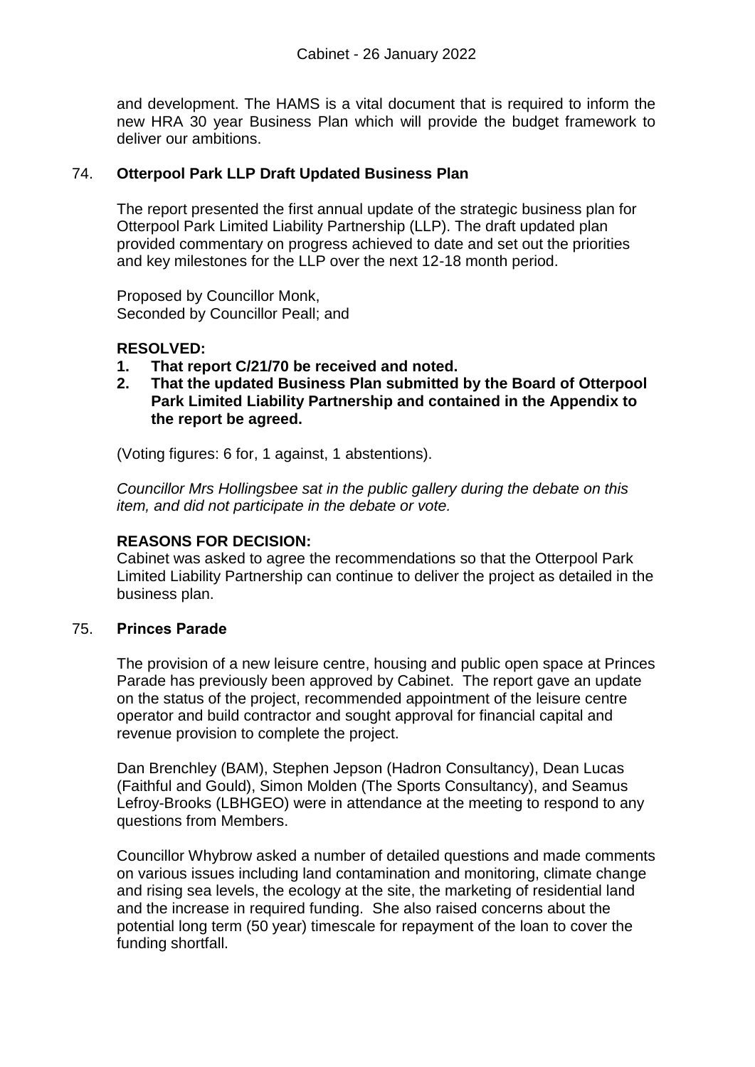and development. The HAMS is a vital document that is required to inform the new HRA 30 year Business Plan which will provide the budget framework to deliver our ambitions.

## 74. Otterpool Park LLP Draft Updated Business Plan

The report presented the first annual update of the strategic business plan for Otterpool Park Limited Liability Partnership (LLP). The draft updated plan provided commentary on progress achieved to date and set out the priorities and key milestones for the LLP over the next 12-18 month period.

Proposed by Councillor Monk,
Seconded by Councillor Peall; and

**RESOLVED:**

1. **That report C/21/70 be received and noted.**
2. **That the updated Business Plan submitted by the Board of Otterpool Park Limited Liability Partnership and contained in the Appendix to the report be agreed.**

(Voting figures: 6 for, 1 against, 1 abstentions).

*Councillor Mrs Hollingsbee sat in the public gallery during the debate on this item, and did not participate in the debate or vote.*

**REASONS FOR DECISION:**
Cabinet was asked to agree the recommendations so that the Otterpool Park Limited Liability Partnership can continue to deliver the project as detailed in the business plan.

## 75. Princes Parade

The provision of a new leisure centre, housing and public open space at Princes Parade has previously been approved by Cabinet. The report gave an update on the status of the project, recommended appointment of the leisure centre operator and build contractor and sought approval for financial capital and revenue provision to complete the project.

Dan Brenchley (BAM), Stephen Jepson (Hadron Consultancy), Dean Lucas (Faithful and Gould), Simon Molden (The Sports Consultancy), and Seamus Lefroy-Brooks (LBHGEO) were in attendance at the meeting to respond to any questions from Members.

Councillor Whybrow asked a number of detailed questions and made comments on various issues including land contamination and monitoring, climate change and rising sea levels, the ecology at the site, the marketing of residential land and the increase in required funding. She also raised concerns about the potential long term (50 year) timescale for repayment of the loan to cover the funding shortfall.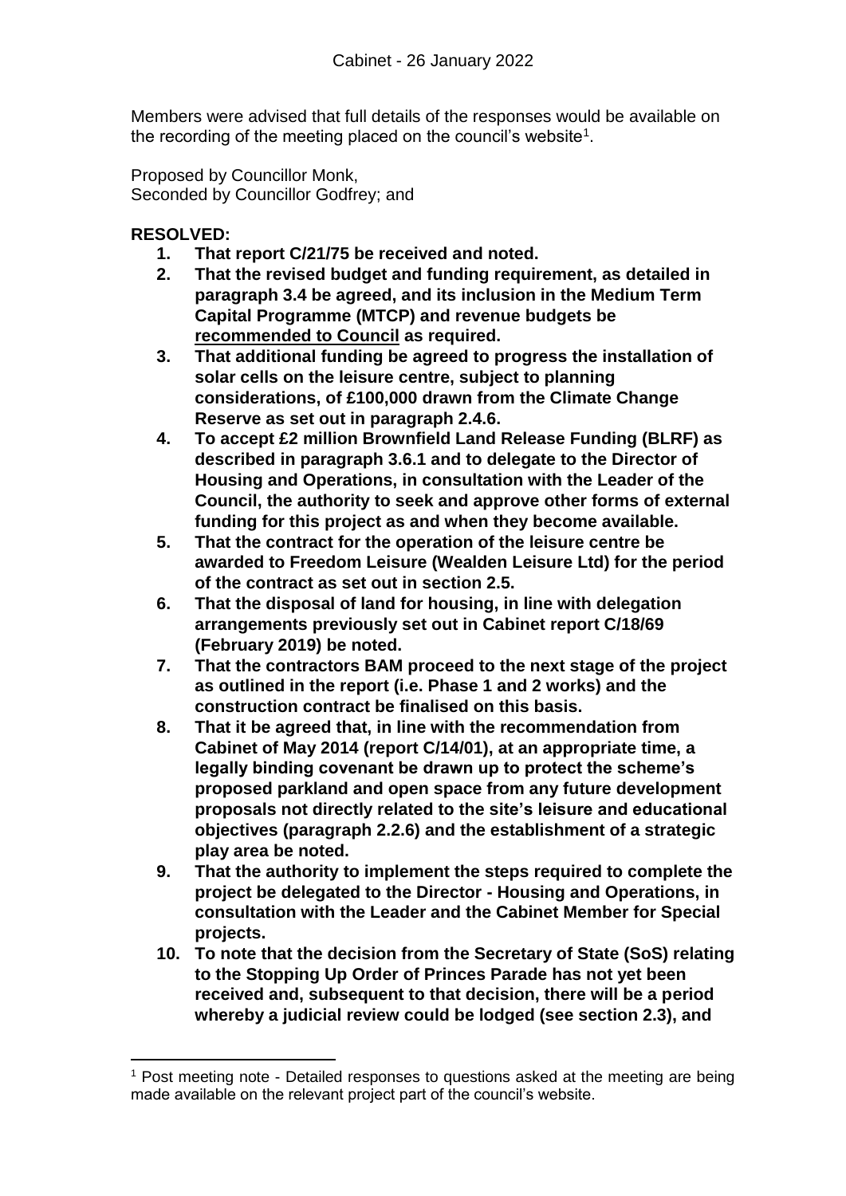Members were advised that full details of the responses would be available on the recording of the meeting placed on the council's website[1].

Proposed by Councillor Monk,
Seconded by Councillor Godfrey; and

**RESOLVED:**

1. **That report C/21/75 be received and noted.**
2. **That the revised budget and funding requirement, as detailed in paragraph 3.4 be agreed, and its inclusion in the Medium Term Capital Programme (MTCP) and revenue budgets be <u>recommended to Council</u> as required.**
3. **That additional funding be agreed to progress the installation of solar cells on the leisure centre, subject to planning considerations, of £100,000 drawn from the Climate Change Reserve as set out in paragraph 2.4.6.**
4. **To accept £2 million Brownfield Land Release Funding (BLRF) as described in paragraph 3.6.1 and to delegate to the Director of Housing and Operations, in consultation with the Leader of the Council, the authority to seek and approve other forms of external funding for this project as and when they become available.**
5. **That the contract for the operation of the leisure centre be awarded to Freedom Leisure (Wealden Leisure Ltd) for the period of the contract as set out in section 2.5.**
6. **That the disposal of land for housing, in line with delegation arrangements previously set out in Cabinet report C/18/69 (February 2019) be noted.**
7. **That the contractors BAM proceed to the next stage of the project as outlined in the report (i.e. Phase 1 and 2 works) and the construction contract be finalised on this basis.**
8. **That it be agreed that, in line with the recommendation from Cabinet of May 2014 (report C/14/01), at an appropriate time, a legally binding covenant be drawn up to protect the scheme's proposed parkland and open space from any future development proposals not directly related to the site's leisure and educational objectives (paragraph 2.2.6) and the establishment of a strategic play area be noted.**
9. **That the authority to implement the steps required to complete the project be delegated to the Director - Housing and Operations, in consultation with the Leader and the Cabinet Member for Special projects.**
10. **To note that the decision from the Secretary of State (SoS) relating to the Stopping Up Order of Princes Parade has not yet been received and, subsequent to that decision, there will be a period whereby a judicial review could be lodged (see section 2.3), and**

[1] Post meeting note - Detailed responses to questions asked at the meeting are being made available on the relevant project part of the council's website.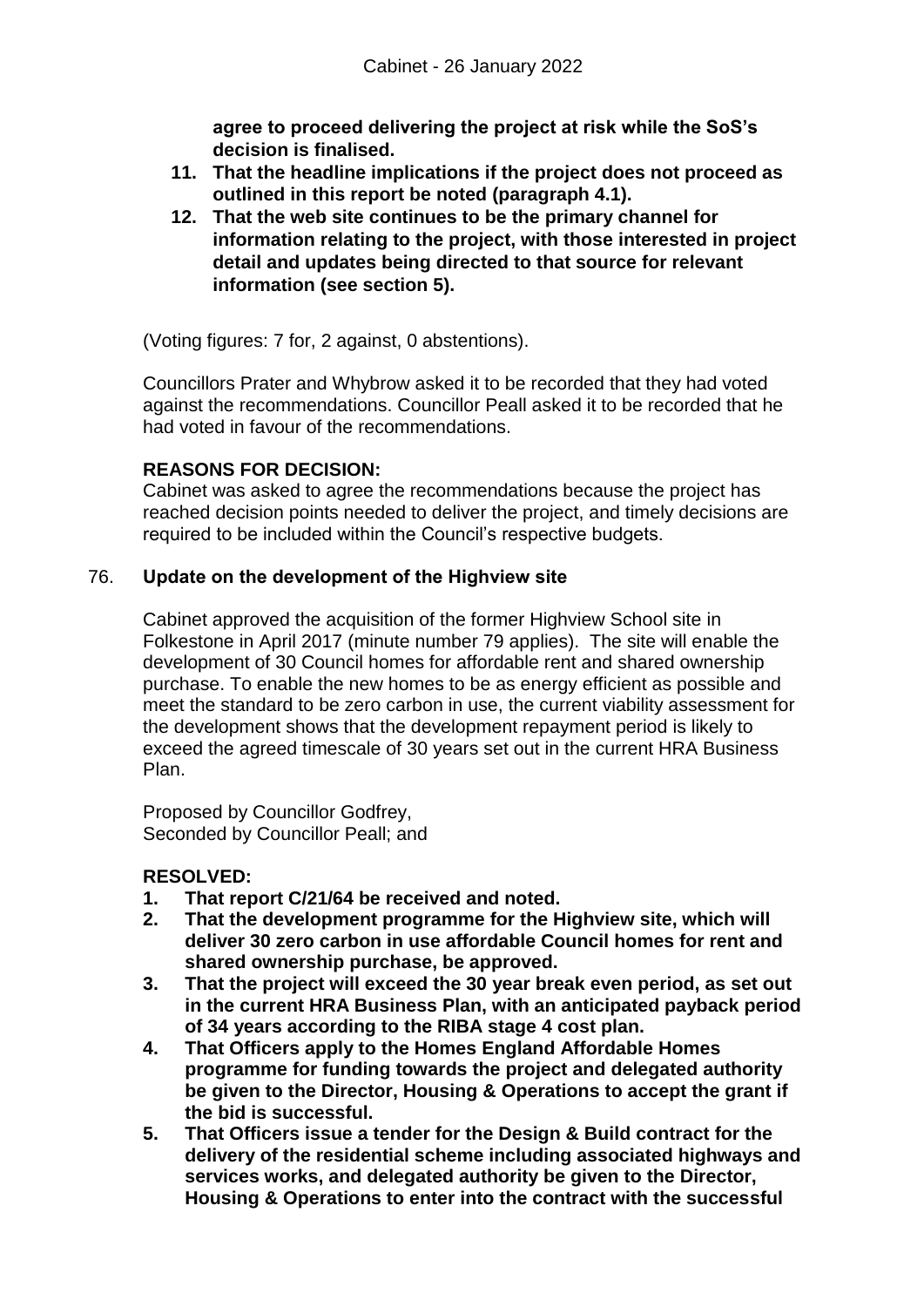**agree to proceed delivering the project at risk while the SoS's decision is finalised.**

11. **That the headline implications if the project does not proceed as outlined in this report be noted (paragraph 4.1).**
12. **That the web site continues to be the primary channel for information relating to the project, with those interested in project detail and updates being directed to that source for relevant information (see section 5).**

(Voting figures: 7 for, 2 against, 0 abstentions).

Councillors Prater and Whybrow asked it to be recorded that they had voted against the recommendations. Councillor Peall asked it to be recorded that he had voted in favour of the recommendations.

**REASONS FOR DECISION:**
Cabinet was asked to agree the recommendations because the project has reached decision points needed to deliver the project, and timely decisions are required to be included within the Council's respective budgets.

## 76. Update on the development of the Highview site

Cabinet approved the acquisition of the former Highview School site in Folkestone in April 2017 (minute number 79 applies). The site will enable the development of 30 Council homes for affordable rent and shared ownership purchase. To enable the new homes to be as energy efficient as possible and meet the standard to be zero carbon in use, the current viability assessment for the development shows that the development repayment period is likely to exceed the agreed timescale of 30 years set out in the current HRA Business Plan.

Proposed by Councillor Godfrey,
Seconded by Councillor Peall; and

**RESOLVED:**

1. **That report C/21/64 be received and noted.**
2. **That the development programme for the Highview site, which will deliver 30 zero carbon in use affordable Council homes for rent and shared ownership purchase, be approved.**
3. **That the project will exceed the 30 year break even period, as set out in the current HRA Business Plan, with an anticipated payback period of 34 years according to the RIBA stage 4 cost plan.**
4. **That Officers apply to the Homes England Affordable Homes programme for funding towards the project and delegated authority be given to the Director, Housing & Operations to accept the grant if the bid is successful.**
5. **That Officers issue a tender for the Design & Build contract for the delivery of the residential scheme including associated highways and services works, and delegated authority be given to the Director, Housing & Operations to enter into the contract with the successful**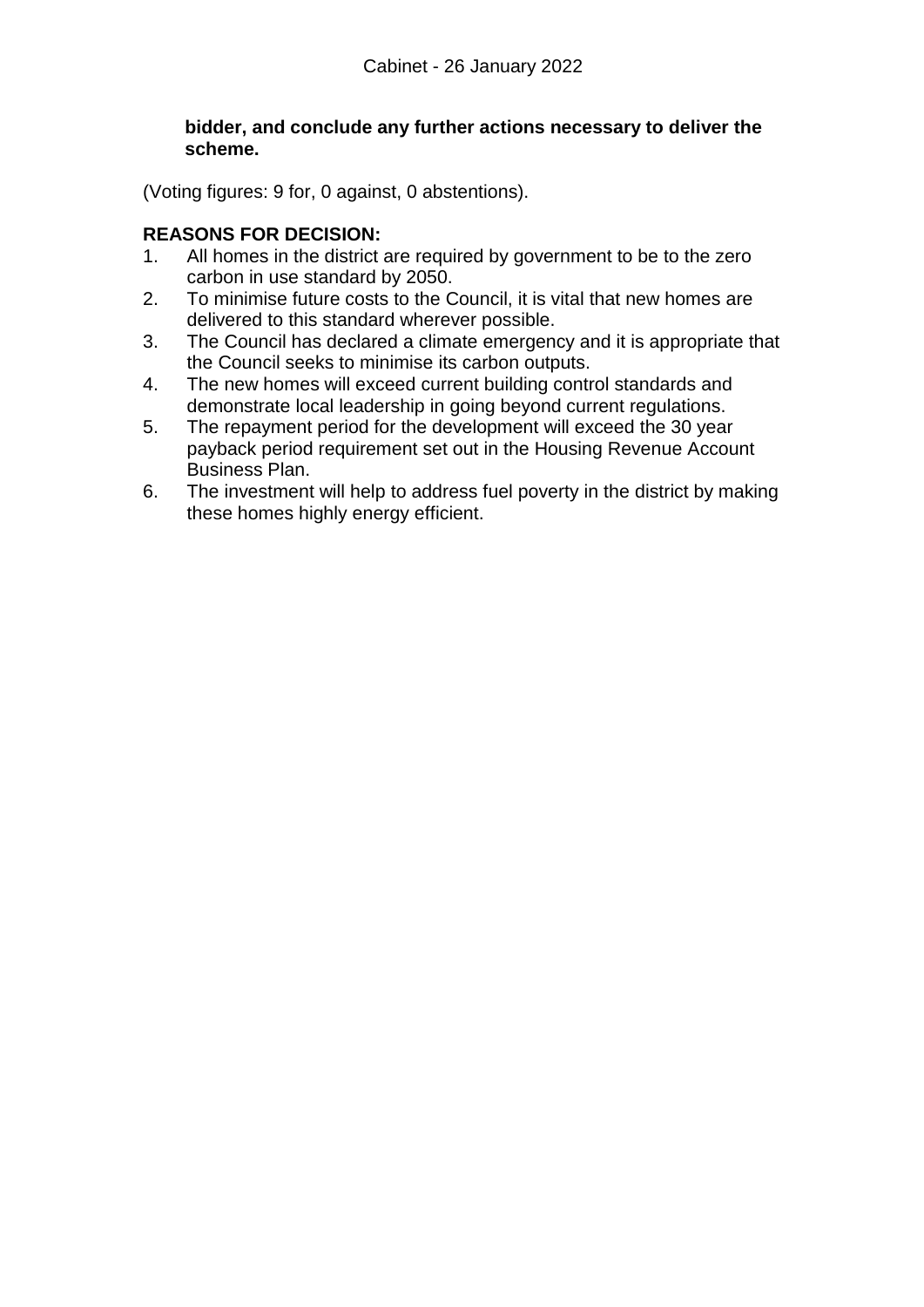**bidder, and conclude any further actions necessary to deliver the scheme.**

(Voting figures: 9 for, 0 against, 0 abstentions).

**REASONS FOR DECISION:**

1. All homes in the district are required by government to be to the zero carbon in use standard by 2050.
2. To minimise future costs to the Council, it is vital that new homes are delivered to this standard wherever possible.
3. The Council has declared a climate emergency and it is appropriate that the Council seeks to minimise its carbon outputs.
4. The new homes will exceed current building control standards and demonstrate local leadership in going beyond current regulations.
5. The repayment period for the development will exceed the 30 year payback period requirement set out in the Housing Revenue Account Business Plan.
6. The investment will help to address fuel poverty in the district by making these homes highly energy efficient.